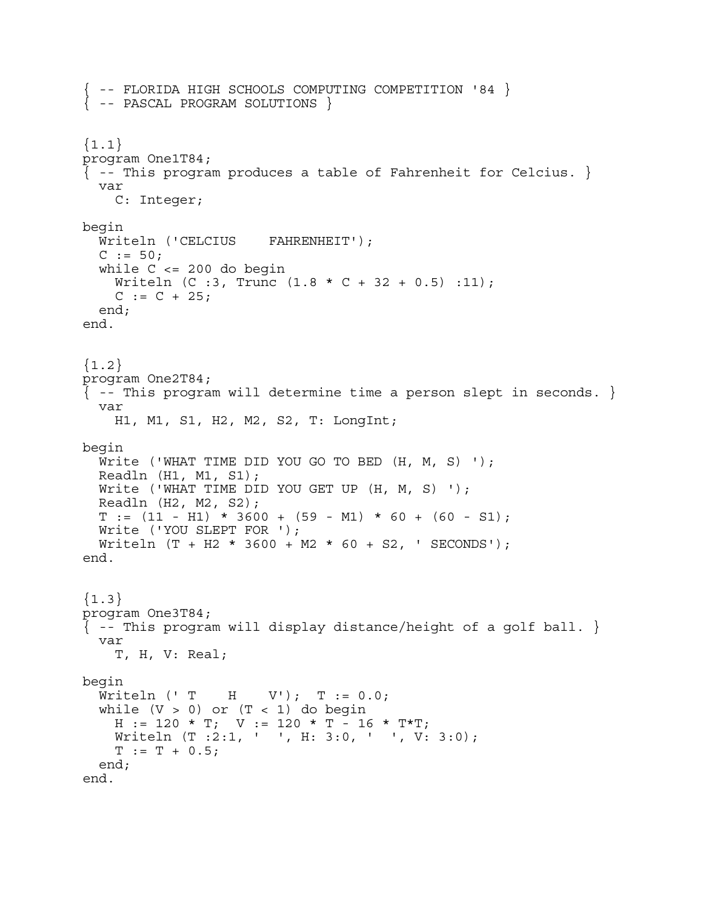```
{ -- FLORIDA HIGH SCHOOLS COMPUTING COMPETITION '84 }
{ -- PASCAL PROGRAM SOLUTIONS }


{1.1}
program One1T84;
{ -- This program produces a table of Fahrenheit for Celcius. }
  var
    C: Integer;

begin
  Writeln ('CELCIUS    FAHRENHEIT');
  C := 50;
  while C <= 200 do begin
    Writeln (C :3, Trunc (1.8 * C + 32 + 0.5) :11);
    C := C + 25;
  end;
end.


{1.2}
program One2T84;
{ -- This program will determine time a person slept in seconds. }
  var
    H1, M1, S1, H2, M2, S2, T: LongInt;

begin
  Write ('WHAT TIME DID YOU GO TO BED (H, M, S) ');
  Readln (H1, M1, S1);
  Write ('WHAT TIME DID YOU GET UP (H, M, S) ');
  Readln (H2, M2, S2);
  T := (11 - H1) * 3600 + (59 - M1) * 60 + (60 - S1);
  Write ('YOU SLEPT FOR ');
  Writeln (T + H2 * 3600 + M2 * 60 + S2, ' SECONDS');
end.


{1.3}
program One3T84;
{ -- This program will display distance/height of a golf ball. }
  var
    T, H, V: Real;

begin
  Writeln (' T    H    V');  T := 0.0;
  while (V > 0) or (T < 1) do begin
    H := 120 * T;  V := 120 * T - 16 * T*T;
    Writeln (T :2:1, '  ', H: 3:0, '  ', V: 3:0);
    T := T + 0.5;
  end;
end.
```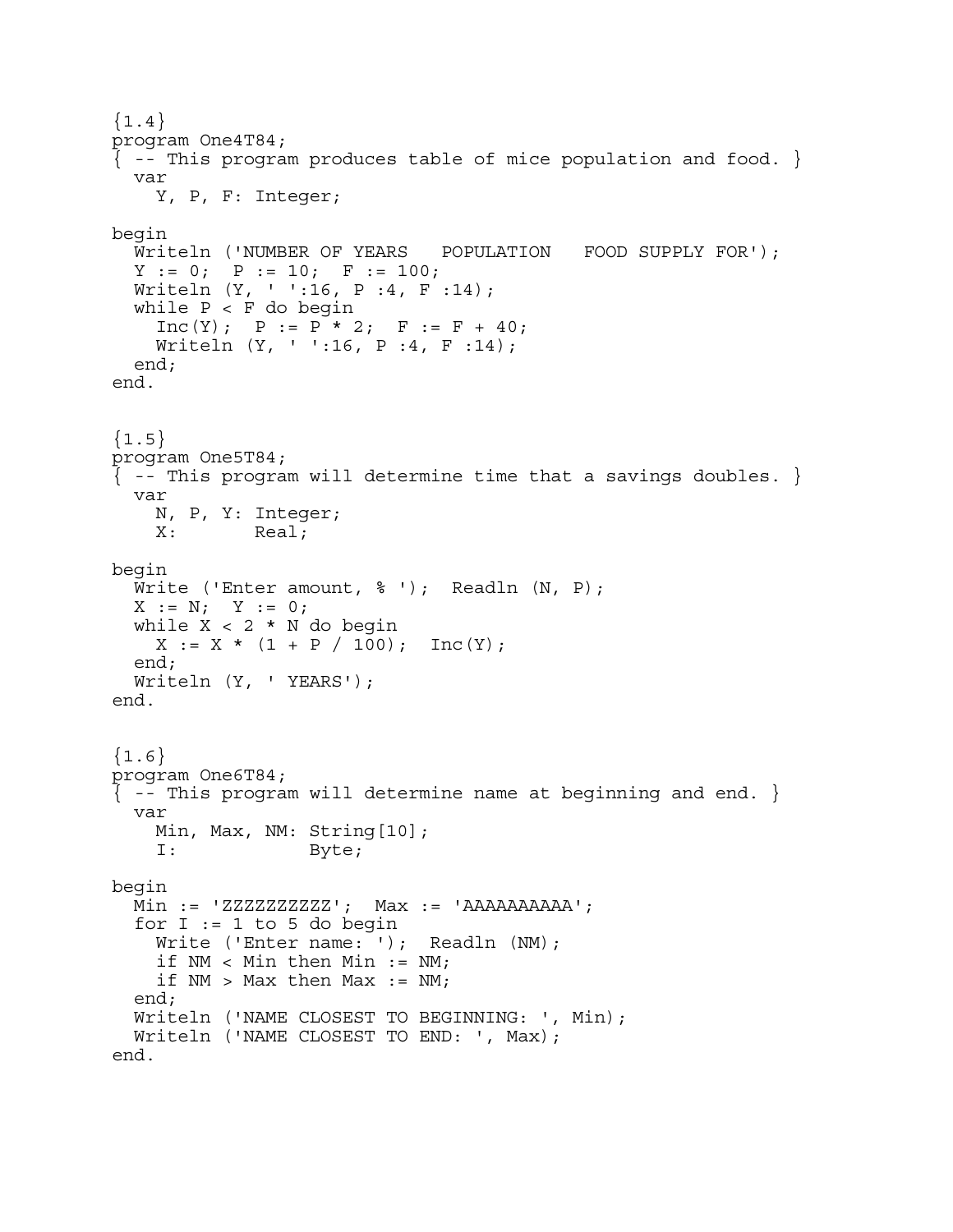```
{1.4}
program One4T84;
{ -- This program produces table of mice population and food. }
  var
    Y, P, F: Integer;

begin
  Writeln ('NUMBER OF YEARS   POPULATION   FOOD SUPPLY FOR');
  Y := 0;  P := 10;  F := 100;
  Writeln (Y, ' ':16, P :4, F :14);
  while P < F do begin
    Inc(Y);  P := P * 2;  F := F + 40;
    Writeln (Y, ' ':16, P :4, F :14);
  end;
end.


{1.5}
program One5T84;
{ -- This program will determine time that a savings doubles. }
  var
    N, P, Y: Integer;
    X:       Real;

begin
  Write ('Enter amount, % ');  Readln (N, P);
  X := N;  Y := 0;
  while X < 2 * N do begin
    X := X * (1 + P / 100);  Inc(Y);
  end;
  Writeln (Y, ' YEARS');
end.


{1.6}
program One6T84;
{ -- This program will determine name at beginning and end. }
  var
    Min, Max, NM: String[10];
    I:            Byte;

begin
  Min := 'ZZZZZZZZZZ';  Max := 'AAAAAAAAAA';
  for I := 1 to 5 do begin
    Write ('Enter name: ');  Readln (NM);
    if NM < Min then Min := NM;
    if NM > Max then Max := NM;
  end;
  Writeln ('NAME CLOSEST TO BEGINNING: ', Min);
  Writeln ('NAME CLOSEST TO END: ', Max);
end.
```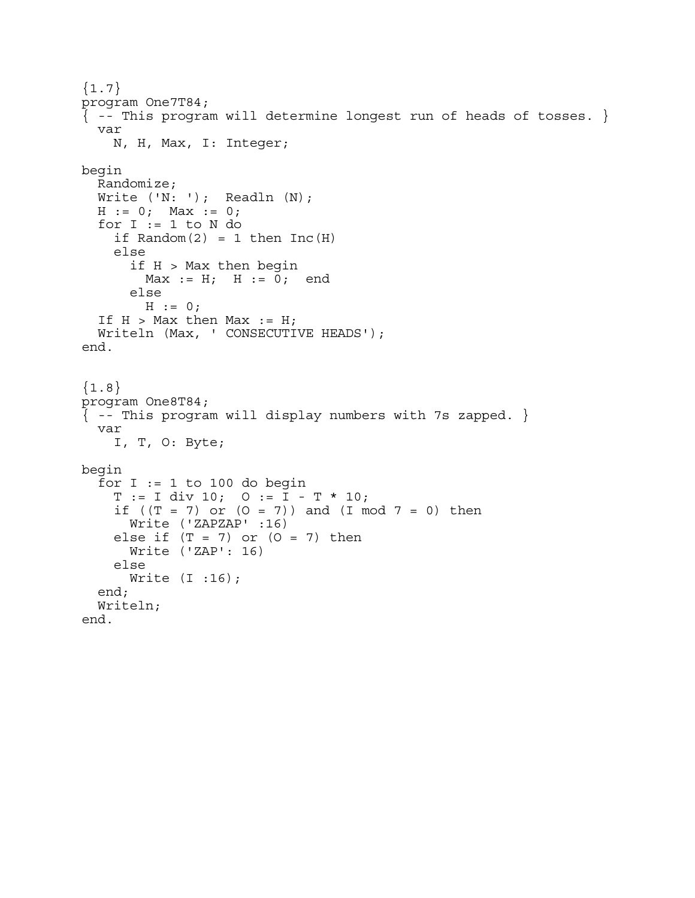```
{1.7}
program One7T84;
{ -- This program will determine longest run of heads of tosses. }
  var
    N, H, Max, I: Integer;

begin
  Randomize;
  Write ('N: ');  Readln (N);
  H := 0;  Max := 0;
  for I := 1 to N do
    if Random(2) = 1 then Inc(H)
    else
      if H > Max then begin
        Max := H;  H := 0;  end
      else
        H := 0;
  If H > Max then Max := H;
  Writeln (Max, ' CONSECUTIVE HEADS');
end.
```

```
{1.8}
program One8T84;
{ -- This program will display numbers with 7s zapped. }
  var
    I, T, O: Byte;

begin
  for I := 1 to 100 do begin
    T := I div 10;  O := I - T * 10;
    if ((T = 7) or (O = 7)) and (I mod 7 = 0) then
      Write ('ZAPZAP' :16)
    else if (T = 7) or (O = 7) then
      Write ('ZAP': 16)
    else
      Write (I :16);
  end;
  Writeln;
end.
```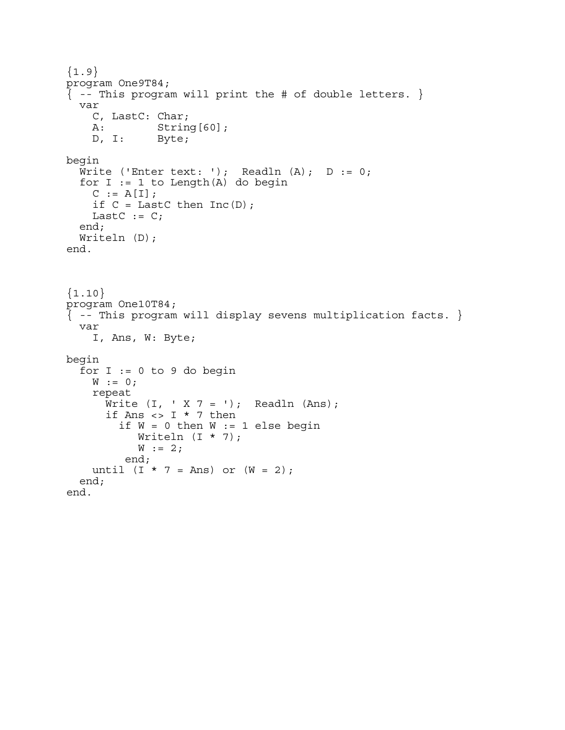```
{1.9}
program One9T84;
{ -- This program will print the # of double letters. }
  var
    C, LastC: Char;
    A:        String[60];
    D, I:     Byte;

begin
  Write ('Enter text: ');  Readln (A);  D := 0;
  for I := 1 to Length(A) do begin
    C := A[I];
    if C = LastC then Inc(D);
    LastC := C;
  end;
  Writeln (D);
end.
```

```
{1.10}
program One10T84;
{ -- This program will display sevens multiplication facts. }
  var
    I, Ans, W: Byte;

begin
  for I := 0 to 9 do begin
    W := 0;
    repeat
      Write (I, ' X 7 = ');  Readln (Ans);
      if Ans <> I * 7 then
        if W = 0 then W := 1 else begin
           Writeln (I * 7);
           W := 2;
         end;
    until (I * 7 = Ans) or (W = 2);
  end;
end.
```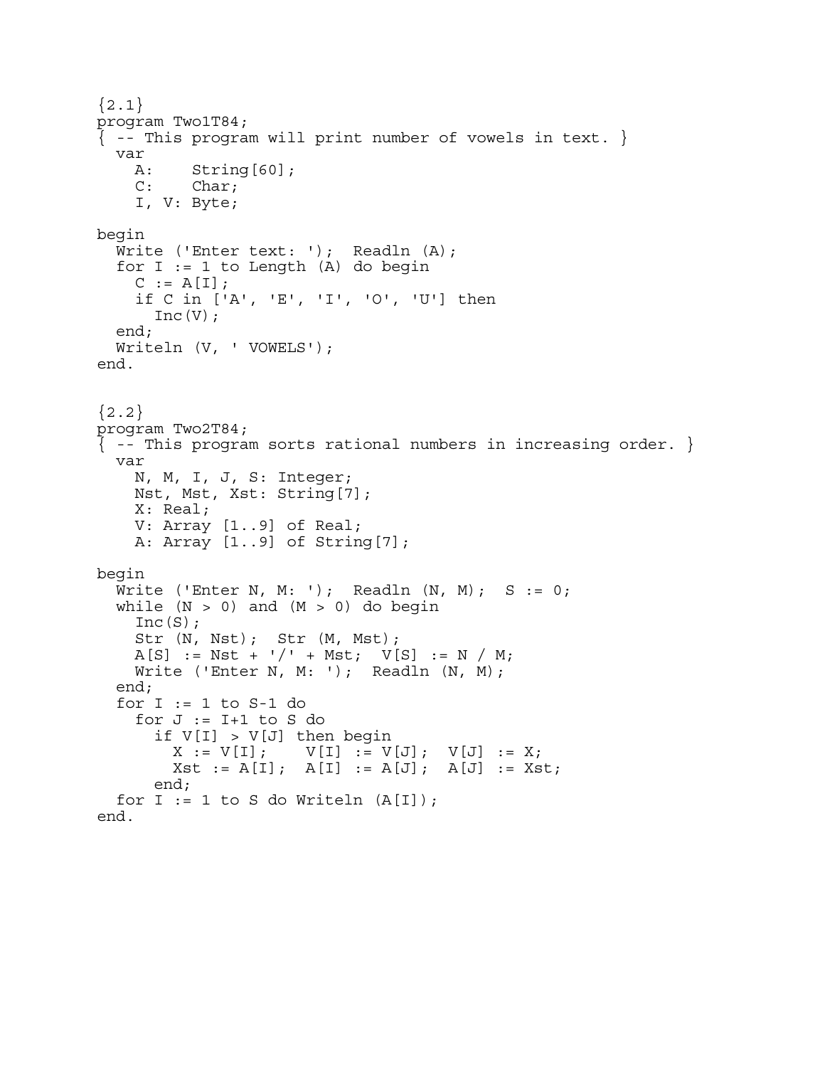```
{2.1}
program Two1T84;
{ -- This program will print number of vowels in text. }
  var
    A:    String[60];
    C:    Char;
    I, V: Byte;

begin
  Write ('Enter text: ');  Readln (A);
  for I := 1 to Length (A) do begin
    C := A[I];
    if C in ['A', 'E', 'I', 'O', 'U'] then
      Inc(V);
  end;
  Writeln (V, ' VOWELS');
end.
```

```
{2.2}
program Two2T84;
{ -- This program sorts rational numbers in increasing order. }
  var
    N, M, I, J, S: Integer;
    Nst, Mst, Xst: String[7];
    X: Real;
    V: Array [1..9] of Real;
    A: Array [1..9] of String[7];

begin
  Write ('Enter N, M: ');  Readln (N, M);  S := 0;
  while (N > 0) and (M > 0) do begin
    Inc(S);
    Str (N, Nst);  Str (M, Mst);
    A[S] := Nst + '/' + Mst;  V[S] := N / M;
    Write ('Enter N, M: ');  Readln (N, M);
  end;
  for I := 1 to S-1 do
    for J := I+1 to S do
      if V[I] > V[J] then begin
        X := V[I];    V[I] := V[J];  V[J] := X;
        Xst := A[I];  A[I] := A[J];  A[J] := Xst;
      end;
  for I := 1 to S do Writeln (A[I]);
end.
```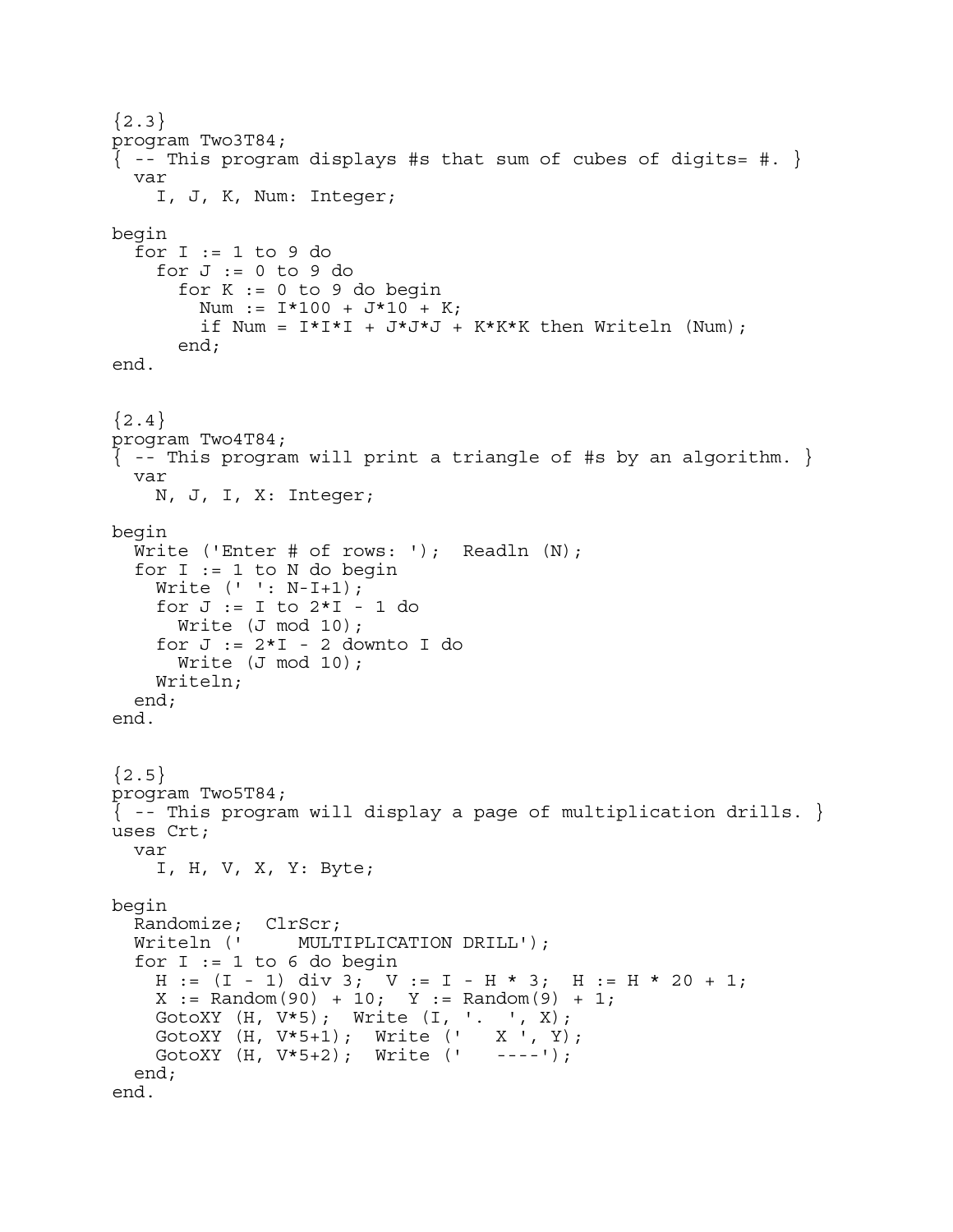```
{2.3}
program Two3T84;
{ -- This program displays #s that sum of cubes of digits= #. }
  var
    I, J, K, Num: Integer;

begin
  for I := 1 to 9 do
    for J := 0 to 9 do
      for K := 0 to 9 do begin
        Num := I*100 + J*10 + K;
        if Num = I*I*I + J*J*J + K*K*K then Writeln (Num);
      end;
end.
```

```
{2.4}
program Two4T84;
{ -- This program will print a triangle of #s by an algorithm. }
  var
    N, J, I, X: Integer;

begin
  Write ('Enter # of rows: ');  Readln (N);
  for I := 1 to N do begin
    Write (' ': N-I+1);
    for J := I to 2*I - 1 do
      Write (J mod 10);
    for J := 2*I - 2 downto I do
      Write (J mod 10);
    Writeln;
  end;
end.
```

```
{2.5}
program Two5T84;
{ -- This program will display a page of multiplication drills. }
uses Crt;
  var
    I, H, V, X, Y: Byte;

begin
  Randomize;  ClrScr;
  Writeln ('     MULTIPLICATION DRILL');
  for I := 1 to 6 do begin
    H := (I - 1) div 3;  V := I - H * 3;  H := H * 20 + 1;
    X := Random(90) + 10;  Y := Random(9) + 1;
    GotoXY (H, V*5);  Write (I, '.  ', X);
    GotoXY (H, V*5+1);  Write ('   X ', Y);
    GotoXY (H, V*5+2);  Write ('   ----');
  end;
end.
```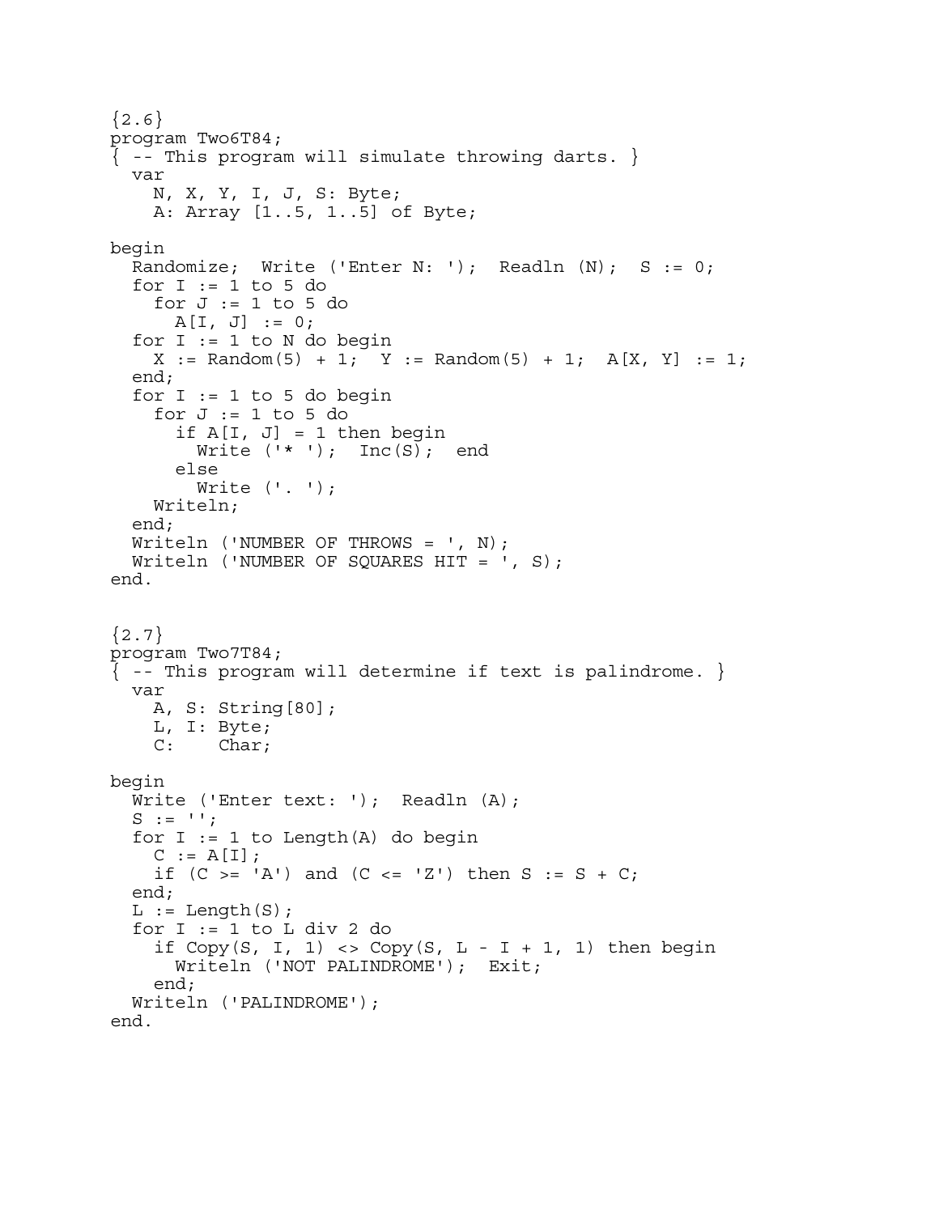```
{2.6}
program Two6T84;
{ -- This program will simulate throwing darts. }
  var
    N, X, Y, I, J, S: Byte;
    A: Array [1..5, 1..5] of Byte;

begin
  Randomize;  Write ('Enter N: ');  Readln (N);  S := 0;
  for I := 1 to 5 do
    for J := 1 to 5 do
      A[I, J] := 0;
  for I := 1 to N do begin
    X := Random(5) + 1;  Y := Random(5) + 1;  A[X, Y] := 1;
  end;
  for I := 1 to 5 do begin
    for J := 1 to 5 do
      if A[I, J] = 1 then begin
        Write ('* ');  Inc(S);  end
      else
        Write ('. ');
    Writeln;
  end;
  Writeln ('NUMBER OF THROWS = ', N);
  Writeln ('NUMBER OF SQUARES HIT = ', S);
end.
```

```
{2.7}
program Two7T84;
{ -- This program will determine if text is palindrome. }
  var
    A, S: String[80];
    L, I: Byte;
    C:    Char;

begin
  Write ('Enter text: ');  Readln (A);
  S := '';
  for I := 1 to Length(A) do begin
    C := A[I];
    if (C >= 'A') and (C <= 'Z') then S := S + C;
  end;
  L := Length(S);
  for I := 1 to L div 2 do
    if Copy(S, I, 1) <> Copy(S, L - I + 1, 1) then begin
      Writeln ('NOT PALINDROME');  Exit;
    end;
  Writeln ('PALINDROME');
end.
```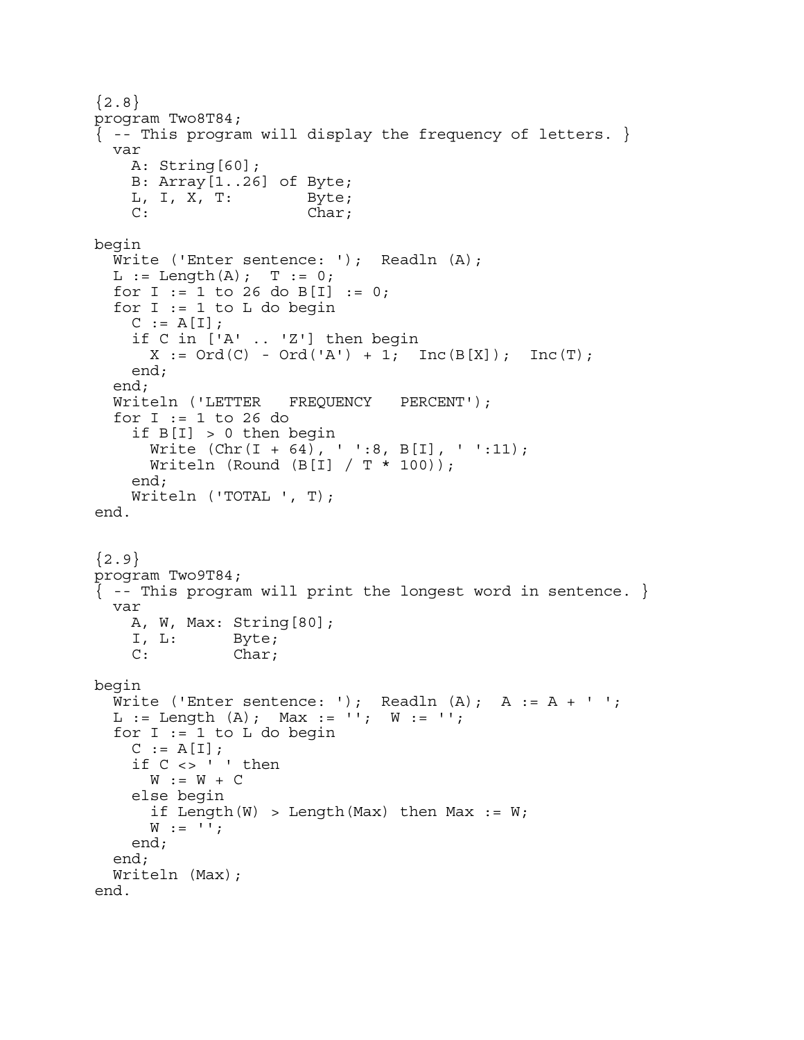```
{2.8}
program Two8T84;
{ -- This program will display the frequency of letters. }
  var
    A: String[60];
    B: Array[1..26] of Byte;
    L, I, X, T:        Byte;
    C:                 Char;

begin
  Write ('Enter sentence: ');  Readln (A);
  L := Length(A);  T := 0;
  for I := 1 to 26 do B[I] := 0;
  for I := 1 to L do begin
    C := A[I];
    if C in ['A' .. 'Z'] then begin
      X := Ord(C) - Ord('A') + 1;  Inc(B[X]);  Inc(T);
    end;
  end;
  Writeln ('LETTER   FREQUENCY   PERCENT');
  for I := 1 to 26 do
    if B[I] > 0 then begin
      Write (Chr(I + 64), ' ':8, B[I], ' ':11);
      Writeln (Round (B[I] / T * 100));
    end;
    Writeln ('TOTAL ', T);
end.
```

```
{2.9}
program Two9T84;
{ -- This program will print the longest word in sentence. }
  var
    A, W, Max: String[80];
    I, L:      Byte;
    C:         Char;

begin
  Write ('Enter sentence: ');  Readln (A);  A := A + ' ';
  L := Length (A);  Max := '';  W := '';
  for I := 1 to L do begin
    C := A[I];
    if C <> ' ' then
      W := W + C
    else begin
      if Length(W) > Length(Max) then Max := W;
      W := '';
    end;
  end;
  Writeln (Max);
end.
```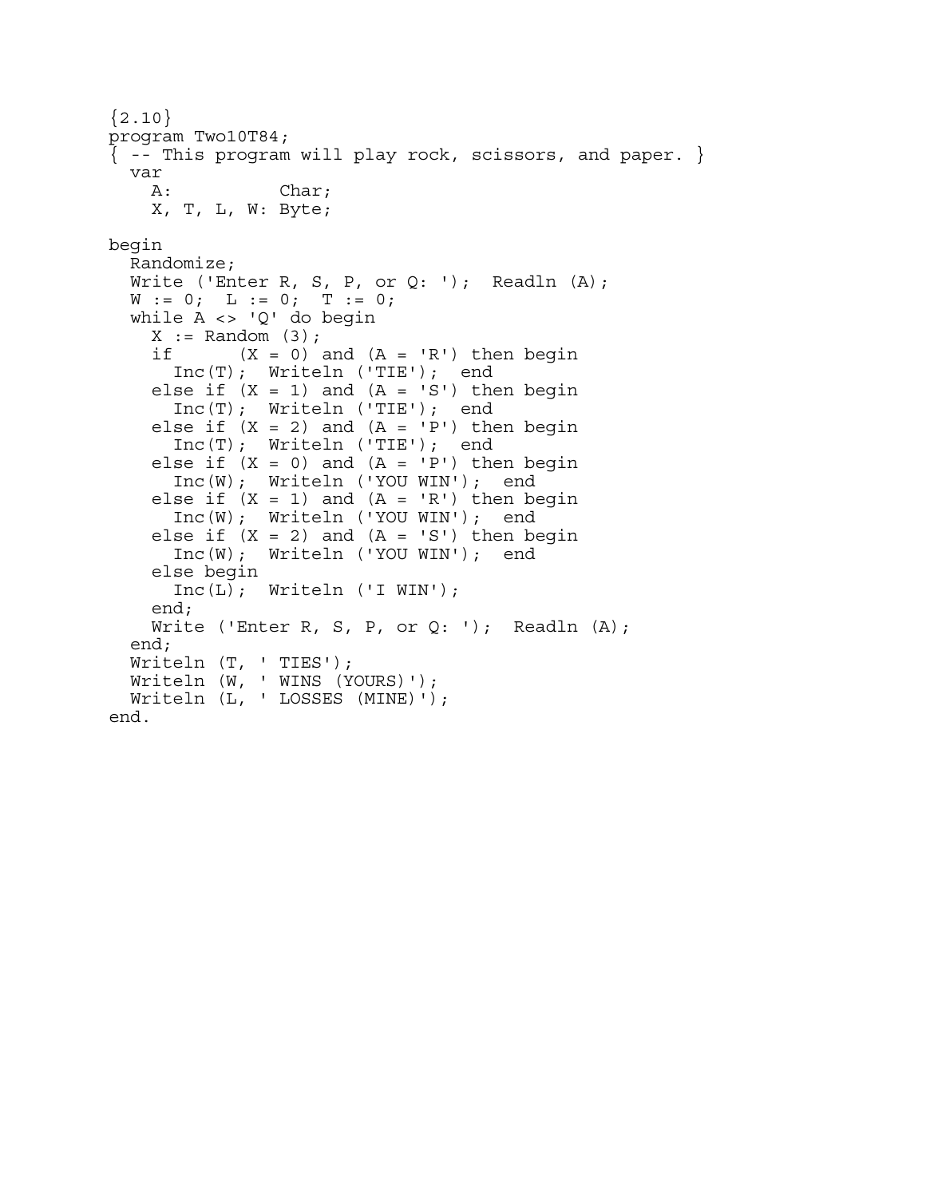```
{2.10}
program Two10T84;
{ -- This program will play rock, scissors, and paper. }
  var
    A:          Char;
    X, T, L, W: Byte;

begin
  Randomize;
  Write ('Enter R, S, P, or Q: ');  Readln (A);
  W := 0;  L := 0;  T := 0;
  while A <> 'Q' do begin
    X := Random (3);
    if      (X = 0) and (A = 'R') then begin
      Inc(T);  Writeln ('TIE');  end
    else if (X = 1) and (A = 'S') then begin
      Inc(T);  Writeln ('TIE');  end
    else if (X = 2) and (A = 'P') then begin
      Inc(T);  Writeln ('TIE');  end
    else if (X = 0) and (A = 'P') then begin
      Inc(W);  Writeln ('YOU WIN');  end
    else if (X = 1) and (A = 'R') then begin
      Inc(W);  Writeln ('YOU WIN');  end
    else if (X = 2) and (A = 'S') then begin
      Inc(W);  Writeln ('YOU WIN');  end
    else begin
      Inc(L);  Writeln ('I WIN');
    end;
    Write ('Enter R, S, P, or Q: ');  Readln (A);
  end;
  Writeln (T, ' TIES');
  Writeln (W, ' WINS (YOURS)');
  Writeln (L, ' LOSSES (MINE)');
end.
```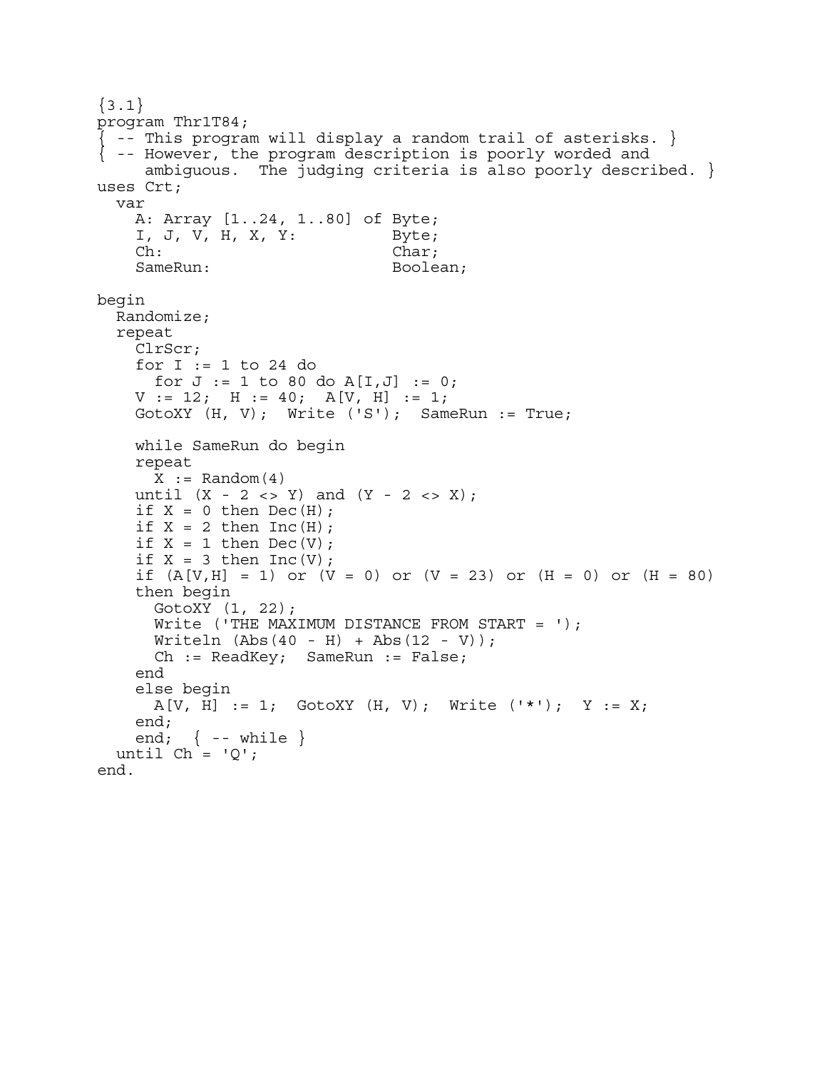```
{3.1}
program Thr1T84;
{ -- This program will display a random trail of asterisks. }
{ -- However, the program description is poorly worded and
     ambiguous.  The judging criteria is also poorly described. }
uses Crt;
  var
    A: Array [1..24, 1..80] of Byte;
    I, J, V, H, X, Y:          Byte;
    Ch:                        Char;
    SameRun:                   Boolean;

begin
  Randomize;
  repeat
    ClrScr;
    for I := 1 to 24 do
      for J := 1 to 80 do A[I,J] := 0;
    V := 12;  H := 40;  A[V, H] := 1;
    GotoXY (H, V);  Write ('S');  SameRun := True;

    while SameRun do begin
    repeat
      X := Random(4)
    until (X - 2 <> Y) and (Y - 2 <> X);
    if X = 0 then Dec(H);
    if X = 2 then Inc(H);
    if X = 1 then Dec(V);
    if X = 3 then Inc(V);
    if (A[V,H] = 1) or (V = 0) or (V = 23) or (H = 0) or (H = 80)
    then begin
      GotoXY (1, 22);
      Write ('THE MAXIMUM DISTANCE FROM START = ');
      Writeln (Abs(40 - H) + Abs(12 - V));
      Ch := ReadKey;  SameRun := False;
    end
    else begin
      A[V, H] := 1;  GotoXY (H, V);  Write ('*');  Y := X;
    end;
    end;  { -- while }
  until Ch = 'Q';
end.
```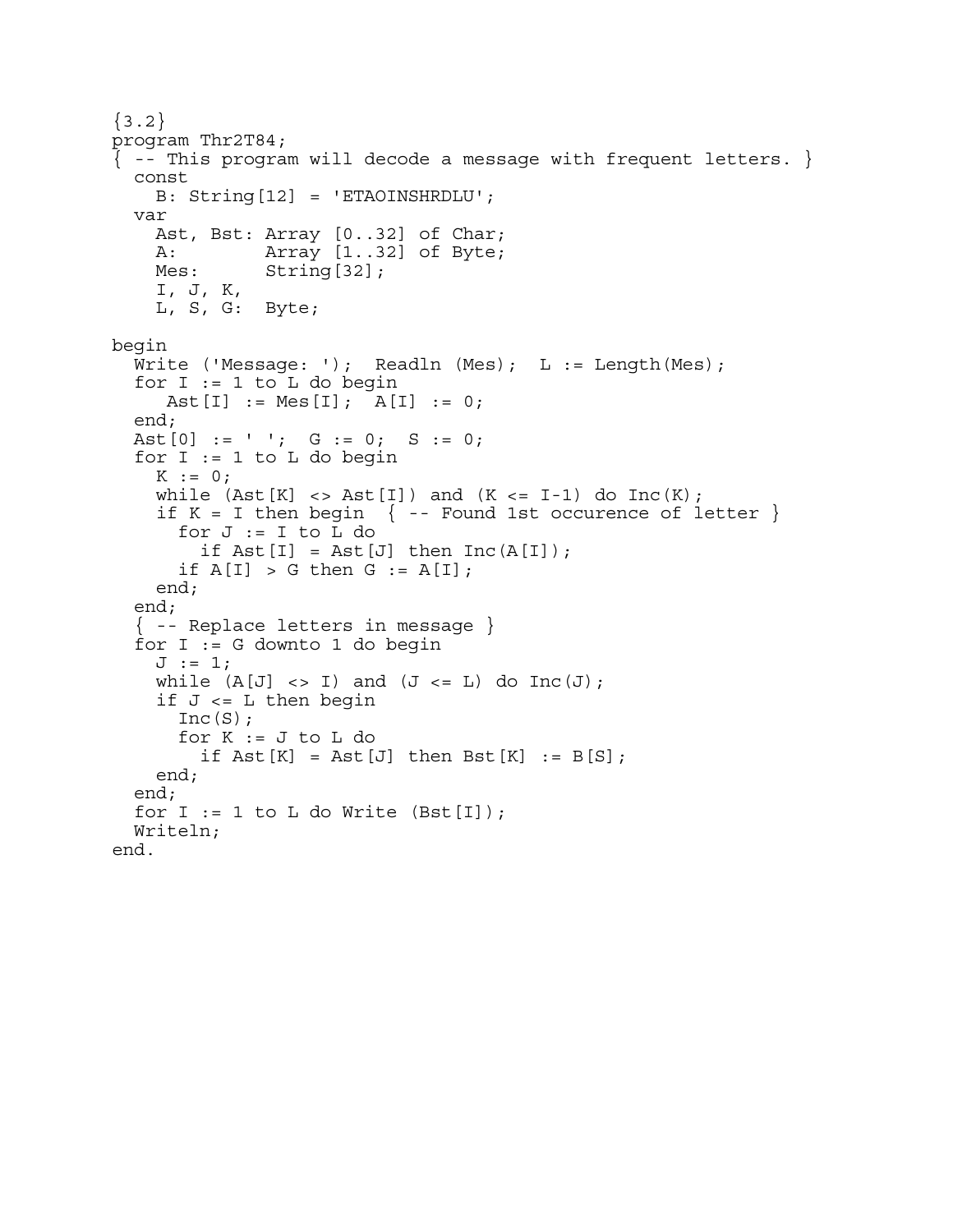```
{3.2}
program Thr2T84;
{ -- This program will decode a message with frequent letters. }
  const
    B: String[12] = 'ETAOINSHRDLU';
  var
    Ast, Bst: Array [0..32] of Char;
    A:        Array [1..32] of Byte;
    Mes:      String[32];
    I, J, K,
    L, S, G:  Byte;

begin
  Write ('Message: ');  Readln (Mes);  L := Length(Mes);
  for I := 1 to L do begin
     Ast[I] := Mes[I];  A[I] := 0;
  end;
  Ast[0] := ' ';  G := 0;  S := 0;
  for I := 1 to L do begin
    K := 0;
    while (Ast[K] <> Ast[I]) and (K <= I-1) do Inc(K);
    if K = I then begin  { -- Found 1st occurence of letter }
      for J := I to L do
        if Ast[I] = Ast[J] then Inc(A[I]);
      if A[I] > G then G := A[I];
    end;
  end;
  { -- Replace letters in message }
  for I := G downto 1 do begin
    J := 1;
    while (A[J] <> I) and (J <= L) do Inc(J);
    if J <= L then begin
      Inc(S);
      for K := J to L do
        if Ast[K] = Ast[J] then Bst[K] := B[S];
    end;
  end;
  for I := 1 to L do Write (Bst[I]);
  Writeln;
end.
```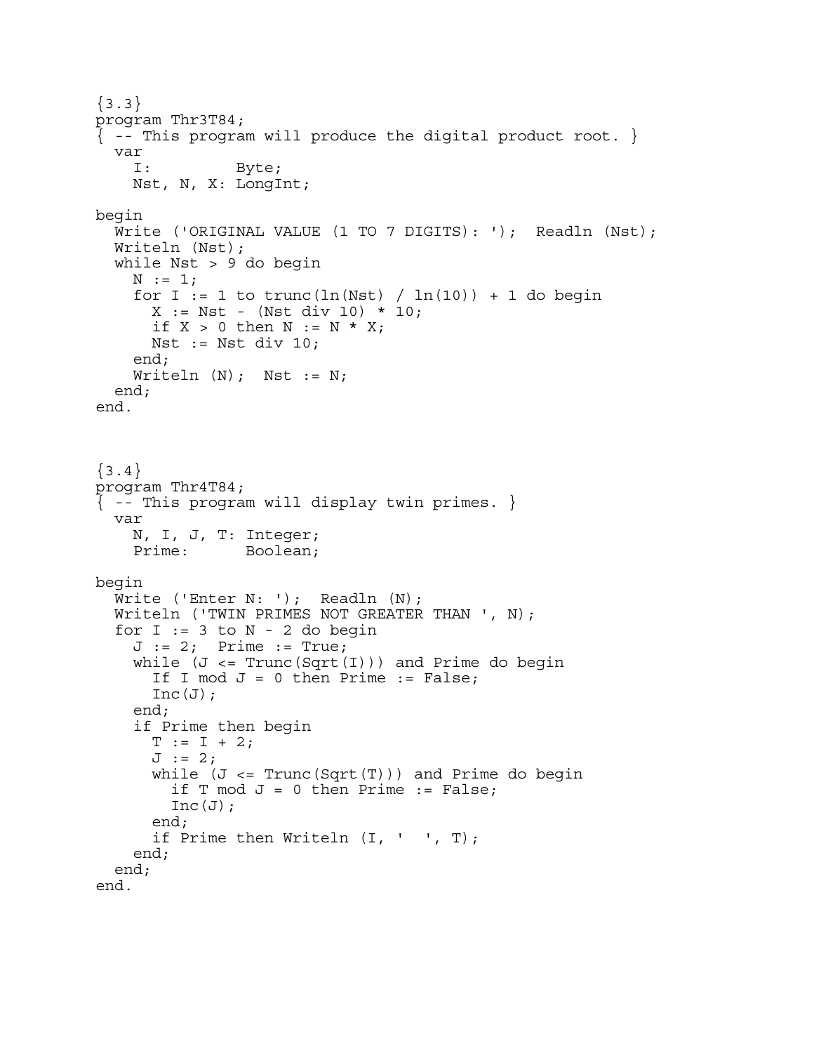```
{3.3}
program Thr3T84;
{ -- This program will produce the digital product root. }
  var
    I:         Byte;
    Nst, N, X: LongInt;

begin
  Write ('ORIGINAL VALUE (1 TO 7 DIGITS): ');  Readln (Nst);
  Writeln (Nst);
  while Nst > 9 do begin
    N := 1;
    for I := 1 to trunc(ln(Nst) / ln(10)) + 1 do begin
      X := Nst - (Nst div 10) * 10;
      if X > 0 then N := N * X;
      Nst := Nst div 10;
    end;
    Writeln (N);  Nst := N;
  end;
end.
```

```
{3.4}
program Thr4T84;
{ -- This program will display twin primes. }
  var
    N, I, J, T: Integer;
    Prime:      Boolean;

begin
  Write ('Enter N: ');  Readln (N);
  Writeln ('TWIN PRIMES NOT GREATER THAN ', N);
  for I := 3 to N - 2 do begin
    J := 2;  Prime := True;
    while (J <= Trunc(Sqrt(I))) and Prime do begin
      If I mod J = 0 then Prime := False;
      Inc(J);
    end;
    if Prime then begin
      T := I + 2;
      J := 2;
      while (J <= Trunc(Sqrt(T))) and Prime do begin
        if T mod J = 0 then Prime := False;
        Inc(J);
      end;
      if Prime then Writeln (I, '  ', T);
    end;
  end;
end.
```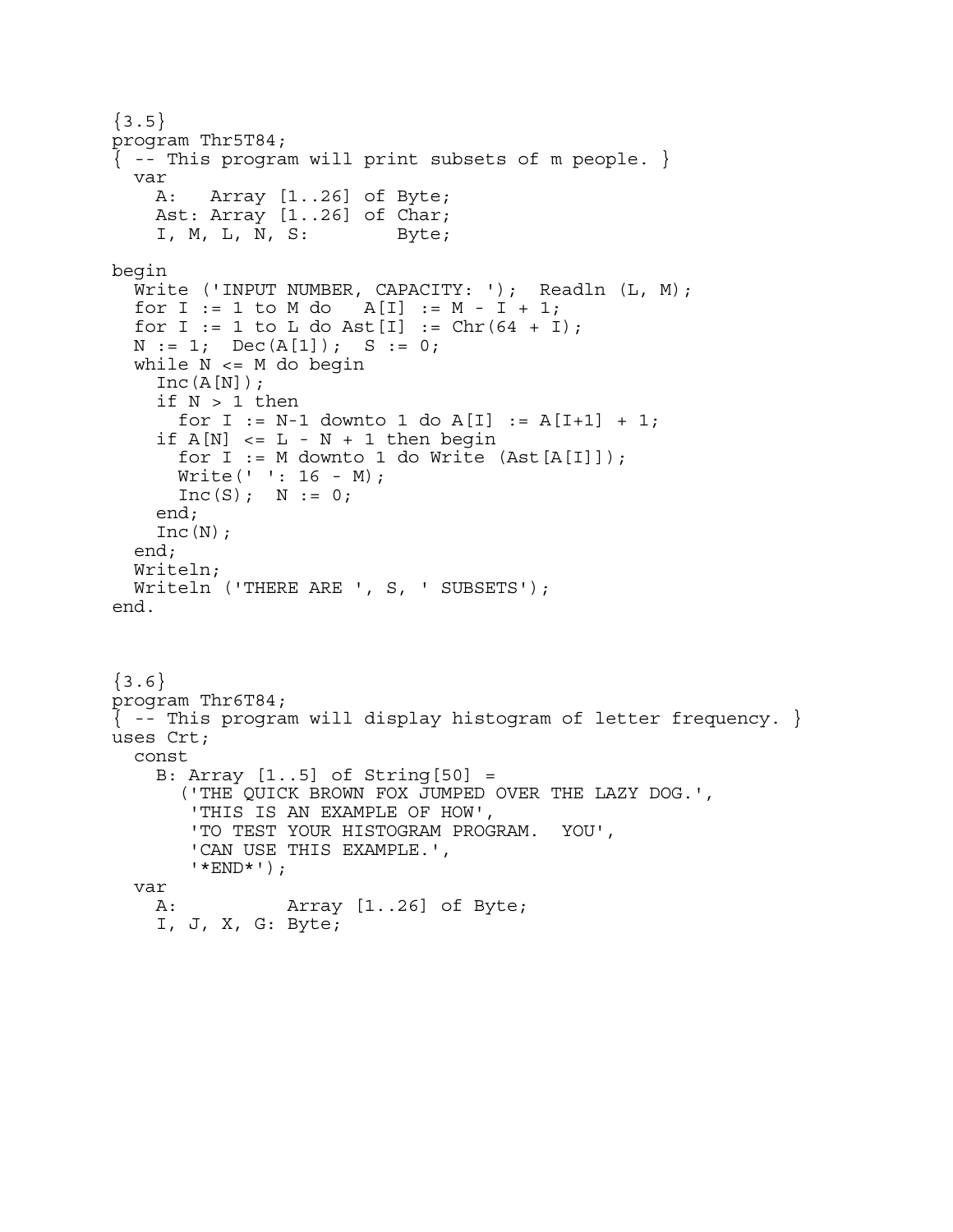```
{3.5}
program Thr5T84;
{ -- This program will print subsets of m people. }
  var
    A:   Array [1..26] of Byte;
    Ast: Array [1..26] of Char;
    I, M, L, N, S:        Byte;

begin
  Write ('INPUT NUMBER, CAPACITY: ');  Readln (L, M);
  for I := 1 to M do   A[I] := M - I + 1;
  for I := 1 to L do Ast[I] := Chr(64 + I);
  N := 1;  Dec(A[1]);  S := 0;
  while N <= M do begin
    Inc(A[N]);
    if N > 1 then
      for I := N-1 downto 1 do A[I] := A[I+1] + 1;
    if A[N] <= L - N + 1 then begin
      for I := M downto 1 do Write (Ast[A[I]]);
      Write(' ': 16 - M);
      Inc(S);  N := 0;
    end;
    Inc(N);
  end;
  Writeln;
  Writeln ('THERE ARE ', S, ' SUBSETS');
end.
```

```
{3.6}
program Thr6T84;
{ -- This program will display histogram of letter frequency. }
uses Crt;
  const
    B: Array [1..5] of String[50] =
      ('THE QUICK BROWN FOX JUMPED OVER THE LAZY DOG.',
       'THIS IS AN EXAMPLE OF HOW',
       'TO TEST YOUR HISTOGRAM PROGRAM.  YOU',
       'CAN USE THIS EXAMPLE.',
       '*END*');
  var
    A:          Array [1..26] of Byte;
    I, J, X, G: Byte;
```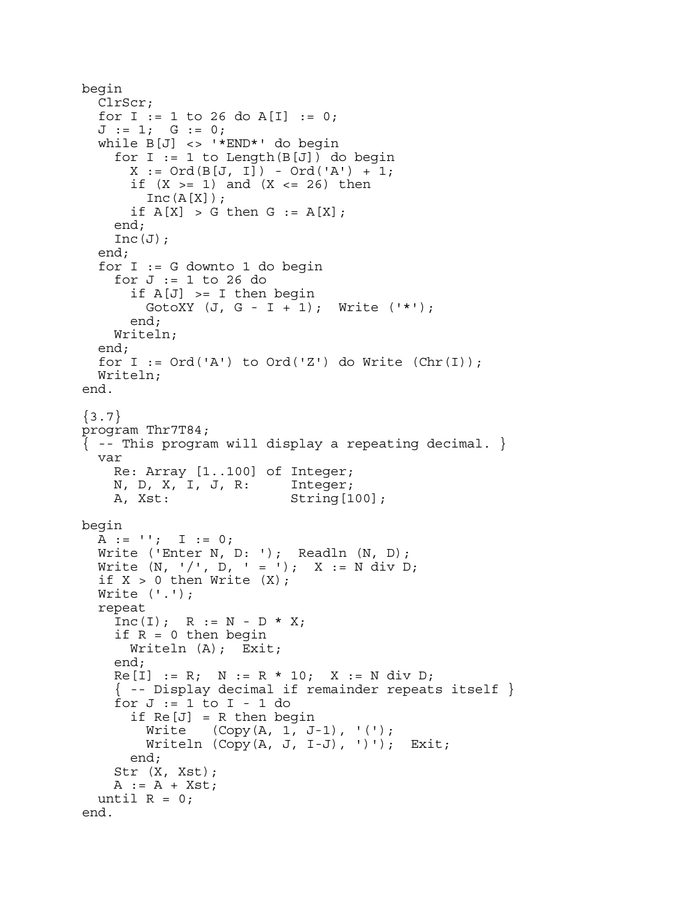```
begin
  ClrScr;
  for I := 1 to 26 do A[I] := 0;
  J := 1;  G := 0;
  while B[J] <> '*END*' do begin
    for I := 1 to Length(B[J]) do begin
      X := Ord(B[J, I]) - Ord('A') + 1;
      if (X >= 1) and (X <= 26) then
        Inc(A[X]);
      if A[X] > G then G := A[X];
    end;
    Inc(J);
  end;
  for I := G downto 1 do begin
    for J := 1 to 26 do
      if A[J] >= I then begin
        GotoXY (J, G - I + 1);  Write ('*');
      end;
    Writeln;
  end;
  for I := Ord('A') to Ord('Z') do Write (Chr(I));
  Writeln;
end.
```

```
{3.7}
program Thr7T84;
{ -- This program will display a repeating decimal. }
  var
    Re: Array [1..100] of Integer;
    N, D, X, I, J, R:     Integer;
    A, Xst:               String[100];

begin
  A := '';  I := 0;
  Write ('Enter N, D: ');  Readln (N, D);
  Write (N, '/', D, ' = ');  X := N div D;
  if X > 0 then Write (X);
  Write ('.');
  repeat
    Inc(I);  R := N - D * X;
    if R = 0 then begin
      Writeln (A);  Exit;
    end;
    Re[I] := R;  N := R * 10;  X := N div D;
    { -- Display decimal if remainder repeats itself }
    for J := 1 to I - 1 do
      if Re[J] = R then begin
        Write   (Copy(A, 1, J-1), '(');
        Writeln (Copy(A, J, I-J), ')');  Exit;
      end;
    Str (X, Xst);
    A := A + Xst;
  until R = 0;
end.
```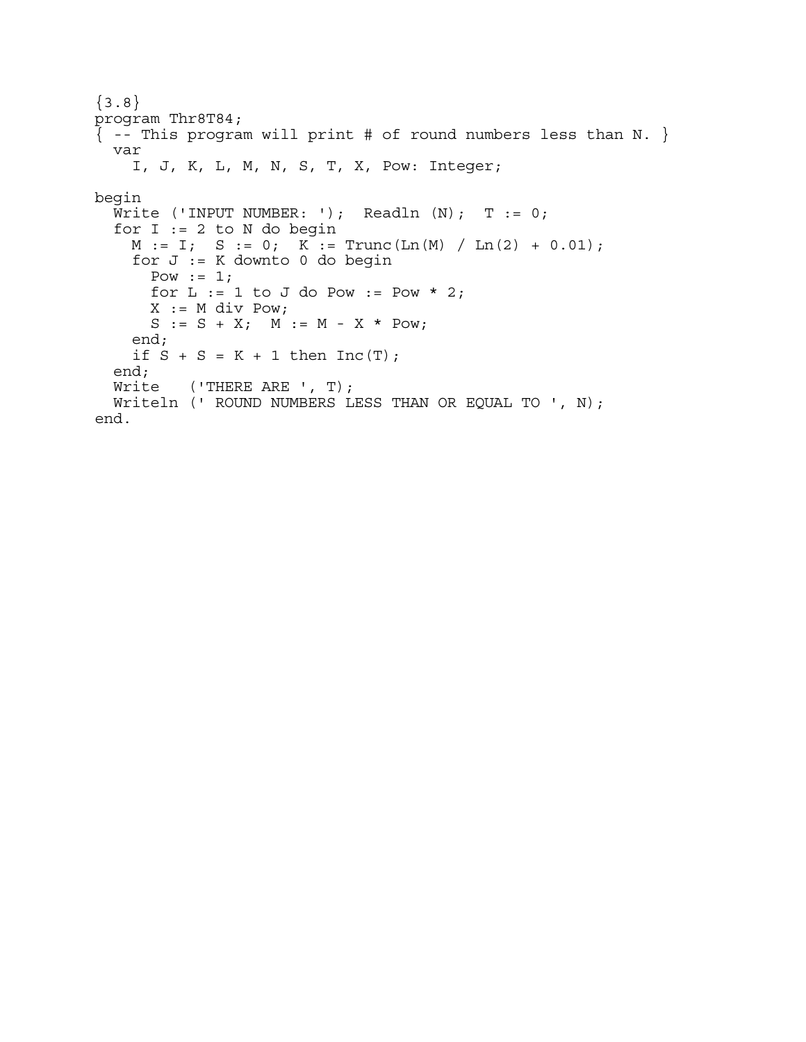```
{3.8}
program Thr8T84;
{ -- This program will print # of round numbers less than N. }
  var
    I, J, K, L, M, N, S, T, X, Pow: Integer;

begin
  Write ('INPUT NUMBER: ');  Readln (N);  T := 0;
  for I := 2 to N do begin
    M := I;  S := 0;  K := Trunc(Ln(M) / Ln(2) + 0.01);
    for J := K downto 0 do begin
      Pow := 1;
      for L := 1 to J do Pow := Pow * 2;
      X := M div Pow;
      S := S + X;  M := M - X * Pow;
    end;
    if S + S = K + 1 then Inc(T);
  end;
  Write   ('THERE ARE ', T);
  Writeln (' ROUND NUMBERS LESS THAN OR EQUAL TO ', N);
end.
```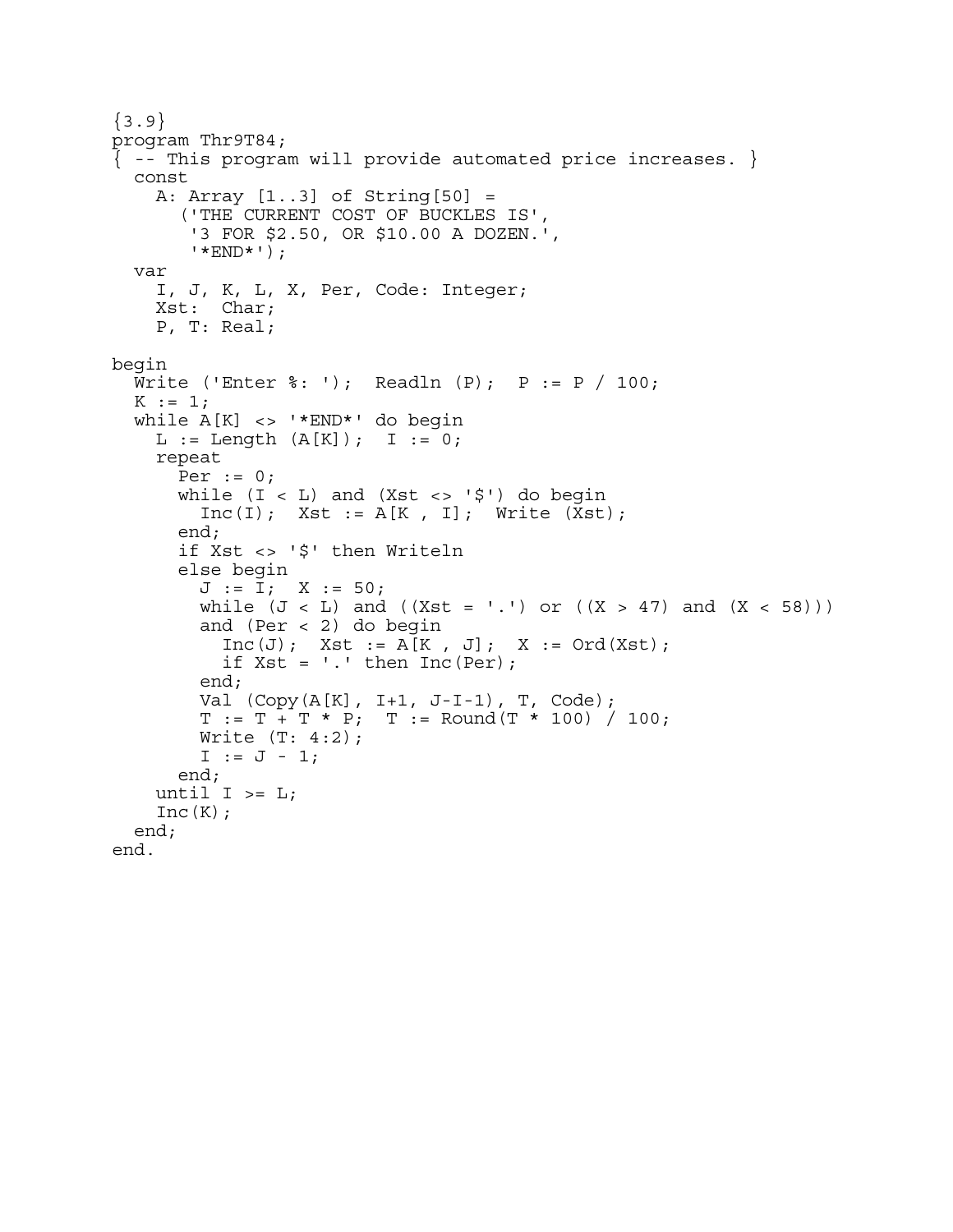```
{3.9}
program Thr9T84;
{ -- This program will provide automated price increases. }
  const
    A: Array [1..3] of String[50] =
      ('THE CURRENT COST OF BUCKLES IS',
       '3 FOR $2.50, OR $10.00 A DOZEN.',
       '*END*');
  var
    I, J, K, L, X, Per, Code: Integer;
    Xst:  Char;
    P, T: Real;

begin
  Write ('Enter %: ');  Readln (P);  P := P / 100;
  K := 1;
  while A[K] <> '*END*' do begin
    L := Length (A[K]);  I := 0;
    repeat
      Per := 0;
      while (I < L) and (Xst <> '$') do begin
        Inc(I);  Xst := A[K , I];  Write (Xst);
      end;
      if Xst <> '$' then Writeln
      else begin
        J := I;  X := 50;
        while (J < L) and ((Xst = '.') or ((X > 47) and (X < 58)))
        and (Per < 2) do begin
          Inc(J);  Xst := A[K , J];  X := Ord(Xst);
          if Xst = '.' then Inc(Per);
        end;
        Val (Copy(A[K], I+1, J-I-1), T, Code);
        T := T + T * P;  T := Round(T * 100) / 100;
        Write (T: 4:2);
        I := J - 1;
      end;
    until I >= L;
    Inc(K);
  end;
end.
```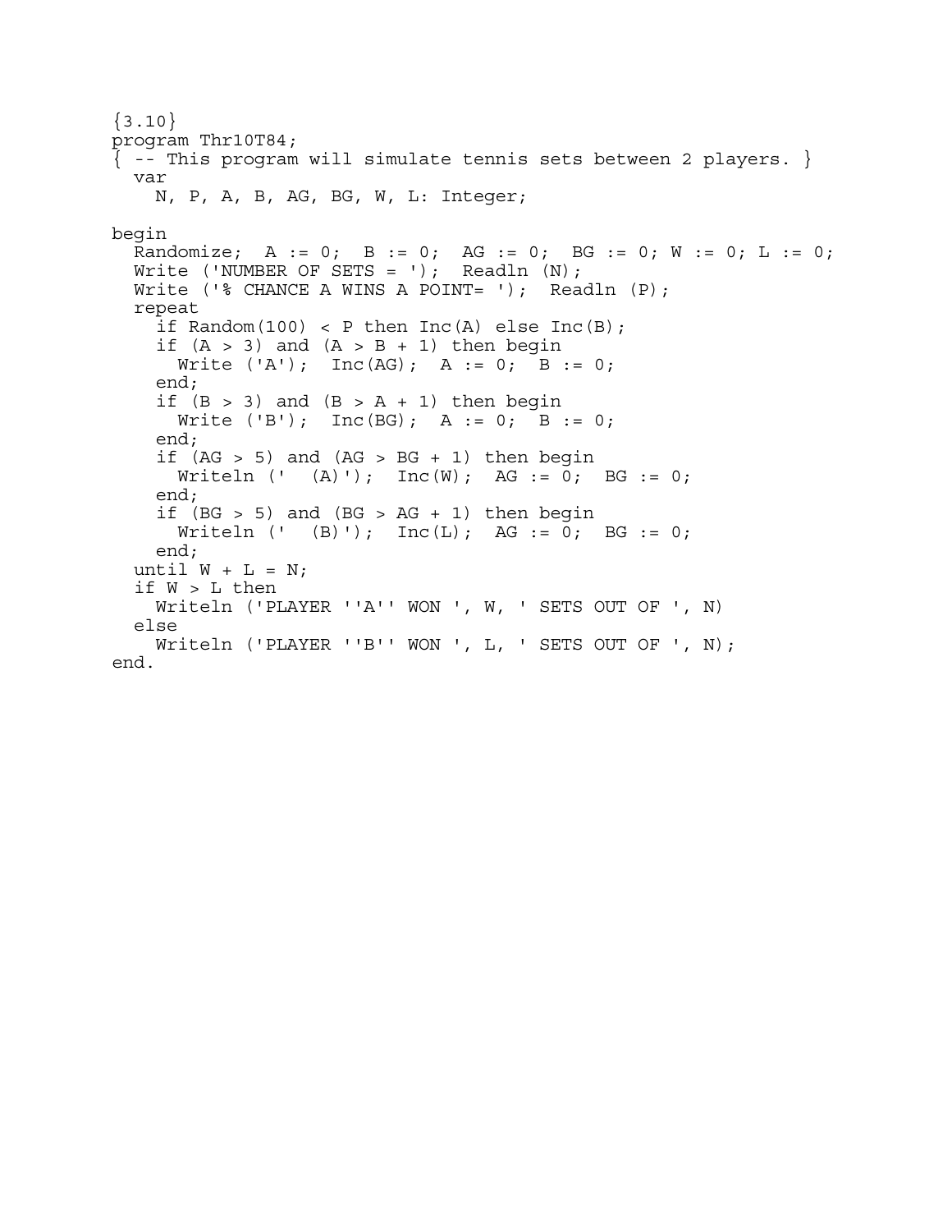```
{3.10}
program Thr10T84;
{ -- This program will simulate tennis sets between 2 players. }
  var
    N, P, A, B, AG, BG, W, L: Integer;

begin
  Randomize;  A := 0;  B := 0;  AG := 0;  BG := 0; W := 0; L := 0;
  Write ('NUMBER OF SETS = ');  Readln (N);
  Write ('% CHANCE A WINS A POINT= ');  Readln (P);
  repeat
    if Random(100) < P then Inc(A) else Inc(B);
    if (A > 3) and (A > B + 1) then begin
      Write ('A');  Inc(AG);  A := 0;  B := 0;
    end;
    if (B > 3) and (B > A + 1) then begin
      Write ('B');  Inc(BG);  A := 0;  B := 0;
    end;
    if (AG > 5) and (AG > BG + 1) then begin
      Writeln ('  (A)');  Inc(W);  AG := 0;  BG := 0;
    end;
    if (BG > 5) and (BG > AG + 1) then begin
      Writeln ('  (B)');  Inc(L);  AG := 0;  BG := 0;
    end;
  until W + L = N;
  if W > L then
    Writeln ('PLAYER ''A'' WON ', W, ' SETS OUT OF ', N)
  else
    Writeln ('PLAYER ''B'' WON ', L, ' SETS OUT OF ', N);
end.
```